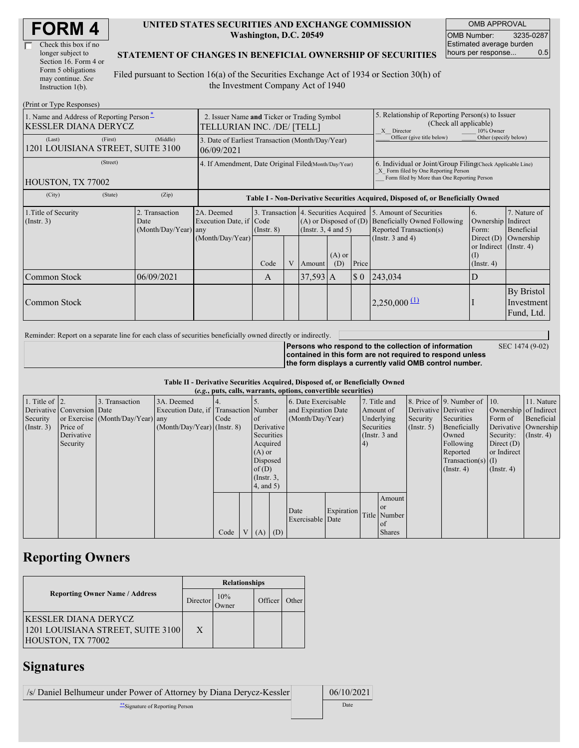# FORM 4

☐ Check this box if no longer subject to Section 16. Form 4 or Form 5 obligations may continue. *See* Instruction 1(b).

**UNITED STATES SECURITIES AND EXCHANGE COMMISSION**
**Washington, D.C. 20549**

**STATEMENT OF CHANGES IN BENEFICIAL OWNERSHIP OF SECURITIES**

Filed pursuant to Section 16(a) of the Securities Exchange Act of 1934 or Section 30(h) of the Investment Company Act of 1940

| OMB APPROVAL | |
|---|---|
| OMB Number: | 3235-0287 |
| Estimated average burden hours per response... | 0.5 |

(Print or Type Responses)

| 1. Name and Address of Reporting Person* | 2. Issuer Name and Ticker or Trading Symbol | 5. Relationship of Reporting Person(s) to Issuer (Check all applicable) |
|---|---|---|
| KESSLER DIANA DERYCZ | TELLURIAN INC. /DE/ [TELL] | X Director ___ 10% Owner ___ Officer (give title below) ___ Other (specify below) |
| (Last) (First) (Middle) 1201 LOUISIANA STREET, SUITE 3100 | 3. Date of Earliest Transaction (Month/Day/Year) 06/09/2021 | |
| (Street) HOUSTON, TX 77002 | 4. If Amendment, Date Original Filed (Month/Day/Year) | 6. Individual or Joint/Group Filing (Check Applicable Line) X Form filed by One Reporting Person ___ Form filed by More than One Reporting Person |
| (City) (State) (Zip) | | |

**Table I - Non-Derivative Securities Acquired, Disposed of, or Beneficially Owned**

| 1.Title of Security (Instr. 3) | 2. Transaction Date (Month/Day/Year) | 2A. Deemed Execution Date, if any (Month/Day/Year) | 3. Transaction Code (Instr. 8) | | 4. Securities Acquired (A) or Disposed of (D) (Instr. 3, 4 and 5) | | | 5. Amount of Securities Beneficially Owned Following Reported Transaction(s) (Instr. 3 and 4) | 6. Ownership Form: Direct (D) or Indirect (I) (Instr. 4) | 7. Nature of Indirect Beneficial Ownership (Instr. 4) |
|---|---|---|---|---|---|---|---|---|---|---|
| | | | Code | V | Amount | (A) or (D) | Price | | | |
| Common Stock | 06/09/2021 | | A | | 37,593 | A | $ 0 | 243,034 | D | |
| Common Stock | | | | | | | | 2,250,000 [(1)](#) | I | By Bristol Investment Fund, Ltd. |

Reminder: Report on a separate line for each class of securities beneficially owned directly or indirectly.

**Persons who respond to the collection of information contained in this form are not required to respond unless the form displays a currently valid OMB control number.** SEC 1474 (9-02)

**Table II - Derivative Securities Acquired, Disposed of, or Beneficially Owned**
***(e.g., puts, calls, warrants, options, convertible securities)***

| 1. Title of Derivative Security (Instr. 3) | 2. Conversion or Exercise Price of Derivative Security | 3. Transaction Date (Month/Day/Year) | 3A. Deemed Execution Date, if any (Month/Day/Year) | 4. Transaction Code (Instr. 8) | | 5. Number of Derivative Securities Acquired (A) or Disposed of (D) (Instr. 3, 4, and 5) | | 6. Date Exercisable and Expiration Date (Month/Day/Year) | | 7. Title and Amount of Underlying Securities (Instr. 3 and 4) | | 8. Price of Derivative Security (Instr. 5) | 9. Number of Derivative Securities Beneficially Owned Following Reported Transaction(s) (Instr. 4) | 10. Ownership Form of Derivative Security: Direct (D) or Indirect (I) (Instr. 4) | 11. Nature of Indirect Beneficial Ownership (Instr. 4) |
|---|---|---|---|---|---|---|---|---|---|---|---|---|---|---|---|
| | | | | Code | V | (A) | (D) | Date Exercisable | Expiration Date | Title | Amount or Number of Shares | | | | |

## Reporting Owners

| Reporting Owner Name / Address | Relationships | | | |
|---|---|---|---|---|
| | Director | 10% Owner | Officer | Other |
| KESSLER DIANA DERYCZ 1201 LOUISIANA STREET, SUITE 3100 HOUSTON, TX 77002 | X | | | |

## Signatures

| /s/ Daniel Belhumeur under Power of Attorney by Diana Derycz-Kessler | 06/10/2021 |
|---|---|
| **Signature of Reporting Person | Date |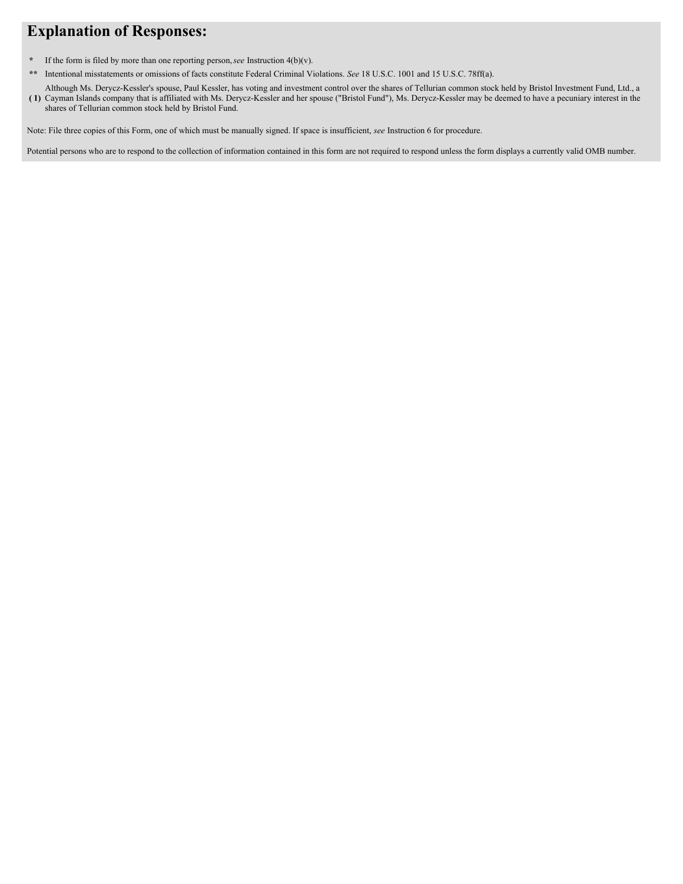# Explanation of Responses:

\* If the form is filed by more than one reporting person, *see* Instruction 4(b)(v).

\*\* Intentional misstatements or omissions of facts constitute Federal Criminal Violations. *See* 18 U.S.C. 1001 and 15 U.S.C. 78ff(a).

(1) Although Ms. Derycz-Kessler's spouse, Paul Kessler, has voting and investment control over the shares of Tellurian common stock held by Bristol Investment Fund, Ltd., a Cayman Islands company that is affiliated with Ms. Derycz-Kessler and her spouse ("Bristol Fund"), Ms. Derycz-Kessler may be deemed to have a pecuniary interest in the shares of Tellurian common stock held by Bristol Fund.

Note: File three copies of this Form, one of which must be manually signed. If space is insufficient, *see* Instruction 6 for procedure.

Potential persons who are to respond to the collection of information contained in this form are not required to respond unless the form displays a currently valid OMB number.